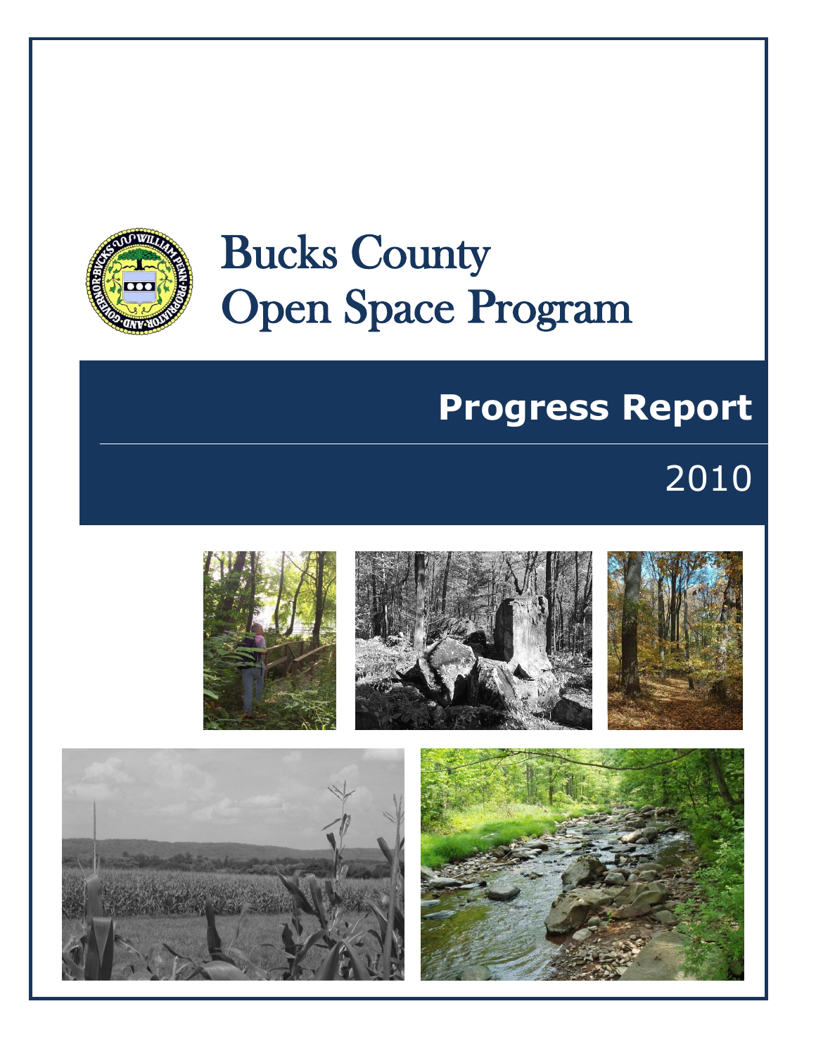# Bucks County Open Space Program

## Progress Report

2010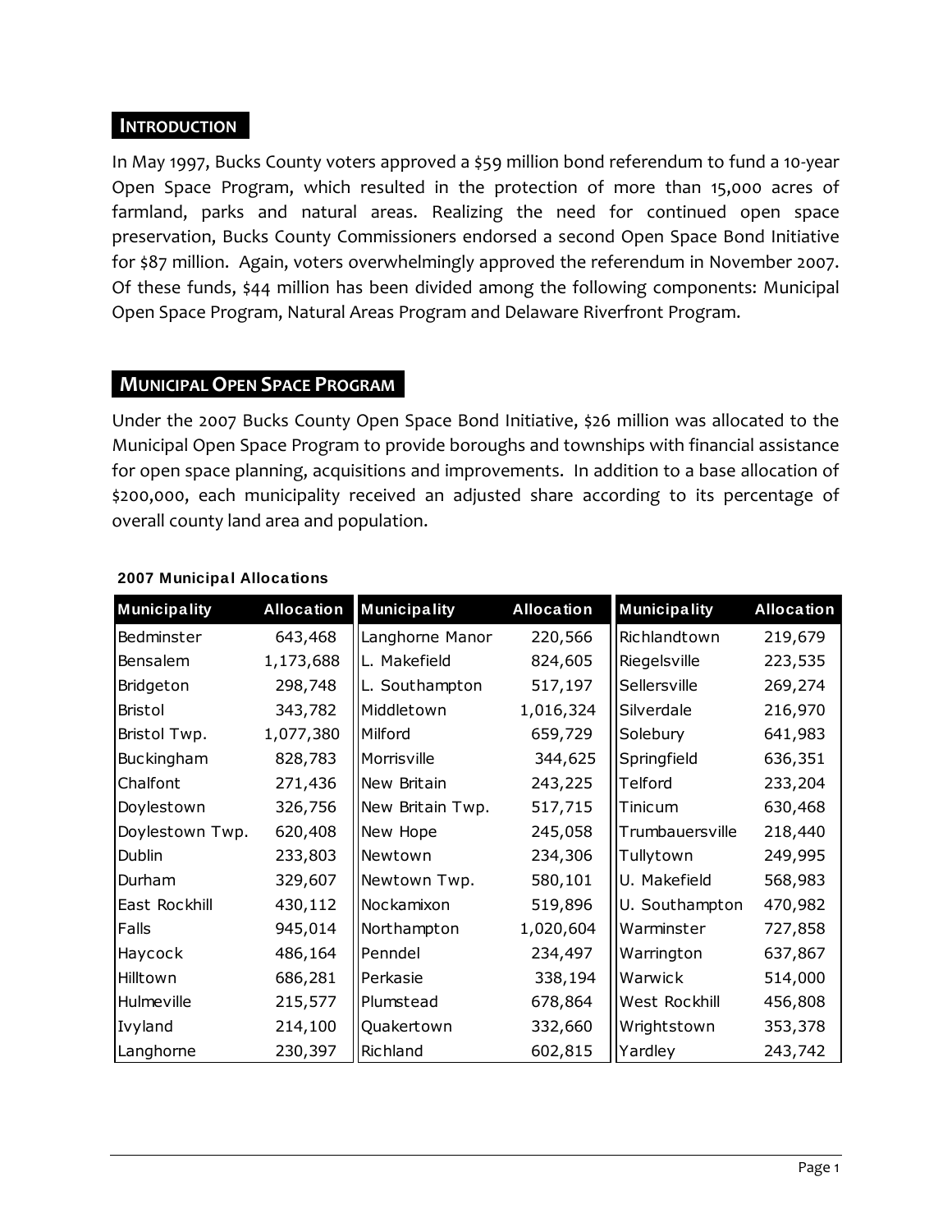## Introduction

In May 1997, Bucks County voters approved a $59 million bond referendum to fund a 10-year Open Space Program, which resulted in the protection of more than 15,000 acres of farmland, parks and natural areas. Realizing the need for continued open space preservation, Bucks County Commissioners endorsed a second Open Space Bond Initiative for $87 million. Again, voters overwhelmingly approved the referendum in November 2007. Of these funds, $44 million has been divided among the following components: Municipal Open Space Program, Natural Areas Program and Delaware Riverfront Program.

## Municipal Open Space Program

Under the 2007 Bucks County Open Space Bond Initiative, $26 million was allocated to the Municipal Open Space Program to provide boroughs and townships with financial assistance for open space planning, acquisitions and improvements. In addition to a base allocation of $200,000, each municipality received an adjusted share according to its percentage of overall county land area and population.

**2007 Municipal Allocations**

| Municipality | Allocation | Municipality | Allocation | Municipality | Allocation |
|---|---|---|---|---|---|
| Bedminster | 643,468 | Langhorne Manor | 220,566 | Richlandtown | 219,679 |
| Bensalem | 1,173,688 | L. Makefield | 824,605 | Riegelsville | 223,535 |
| Bridgeton | 298,748 | L. Southampton | 517,197 | Sellersville | 269,274 |
| Bristol | 343,782 | Middletown | 1,016,324 | Silverdale | 216,970 |
| Bristol Twp. | 1,077,380 | Milford | 659,729 | Solebury | 641,983 |
| Buckingham | 828,783 | Morrisville | 344,625 | Springfield | 636,351 |
| Chalfont | 271,436 | New Britain | 243,225 | Telford | 233,204 |
| Doylestown | 326,756 | New Britain Twp. | 517,715 | Tinicum | 630,468 |
| Doylestown Twp. | 620,408 | New Hope | 245,058 | Trumbauersville | 218,440 |
| Dublin | 233,803 | Newtown | 234,306 | Tullytown | 249,995 |
| Durham | 329,607 | Newtown Twp. | 580,101 | U. Makefield | 568,983 |
| East Rockhill | 430,112 | Nockamixon | 519,896 | U. Southampton | 470,982 |
| Falls | 945,014 | Northampton | 1,020,604 | Warminster | 727,858 |
| Haycock | 486,164 | Penndel | 234,497 | Warrington | 637,867 |
| Hilltown | 686,281 | Perkasie | 338,194 | Warwick | 514,000 |
| Hulmeville | 215,577 | Plumstead | 678,864 | West Rockhill | 456,808 |
| Ivyland | 214,100 | Quakertown | 332,660 | Wrightstown | 353,378 |
| Langhorne | 230,397 | Richland | 602,815 | Yardley | 243,742 |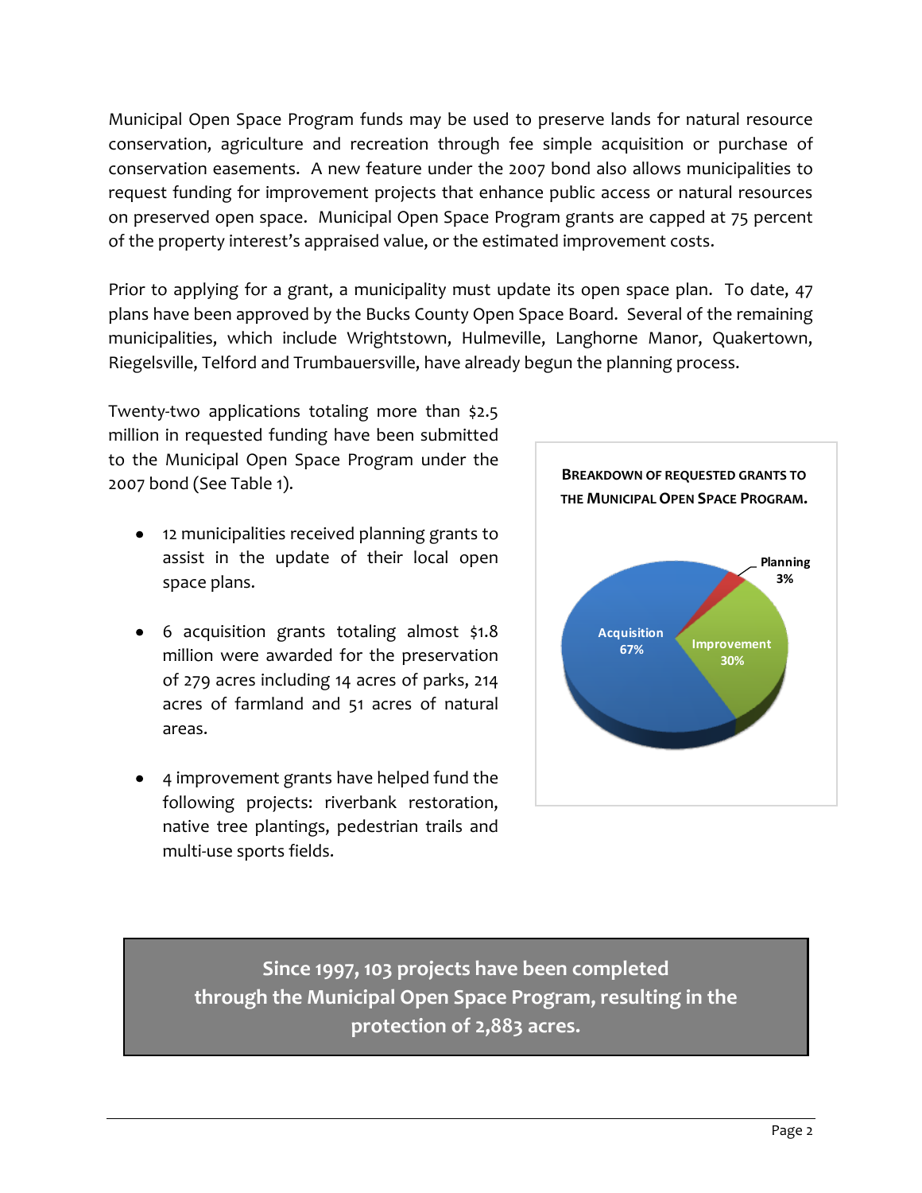Municipal Open Space Program funds may be used to preserve lands for natural resource conservation, agriculture and recreation through fee simple acquisition or purchase of conservation easements. A new feature under the 2007 bond also allows municipalities to request funding for improvement projects that enhance public access or natural resources on preserved open space. Municipal Open Space Program grants are capped at 75 percent of the property interest's appraised value, or the estimated improvement costs.

Prior to applying for a grant, a municipality must update its open space plan. To date, 47 plans have been approved by the Bucks County Open Space Board. Several of the remaining municipalities, which include Wrightstown, Hulmeville, Langhorne Manor, Quakertown, Riegelsville, Telford and Trumbauersville, have already begun the planning process.

Twenty-two applications totaling more than $2.5 million in requested funding have been submitted to the Municipal Open Space Program under the 2007 bond (See Table 1).

- 12 municipalities received planning grants to assist in the update of their local open space plans.
- 6 acquisition grants totaling almost $1.8 million were awarded for the preservation of 279 acres including 14 acres of parks, 214 acres of farmland and 51 acres of natural areas.
- 4 improvement grants have helped fund the following projects: riverbank restoration, native tree plantings, pedestrian trails and multi-use sports fields.

**BREAKDOWN OF REQUESTED GRANTS TO THE MUNICIPAL OPEN SPACE PROGRAM.**

| Category | Share |
|---|---|
| Acquisition | 67% |
| Improvement | 30% |
| Planning | 3% |

**Since 1997, 103 projects have been completed through the Municipal Open Space Program, resulting in the protection of 2,883 acres.**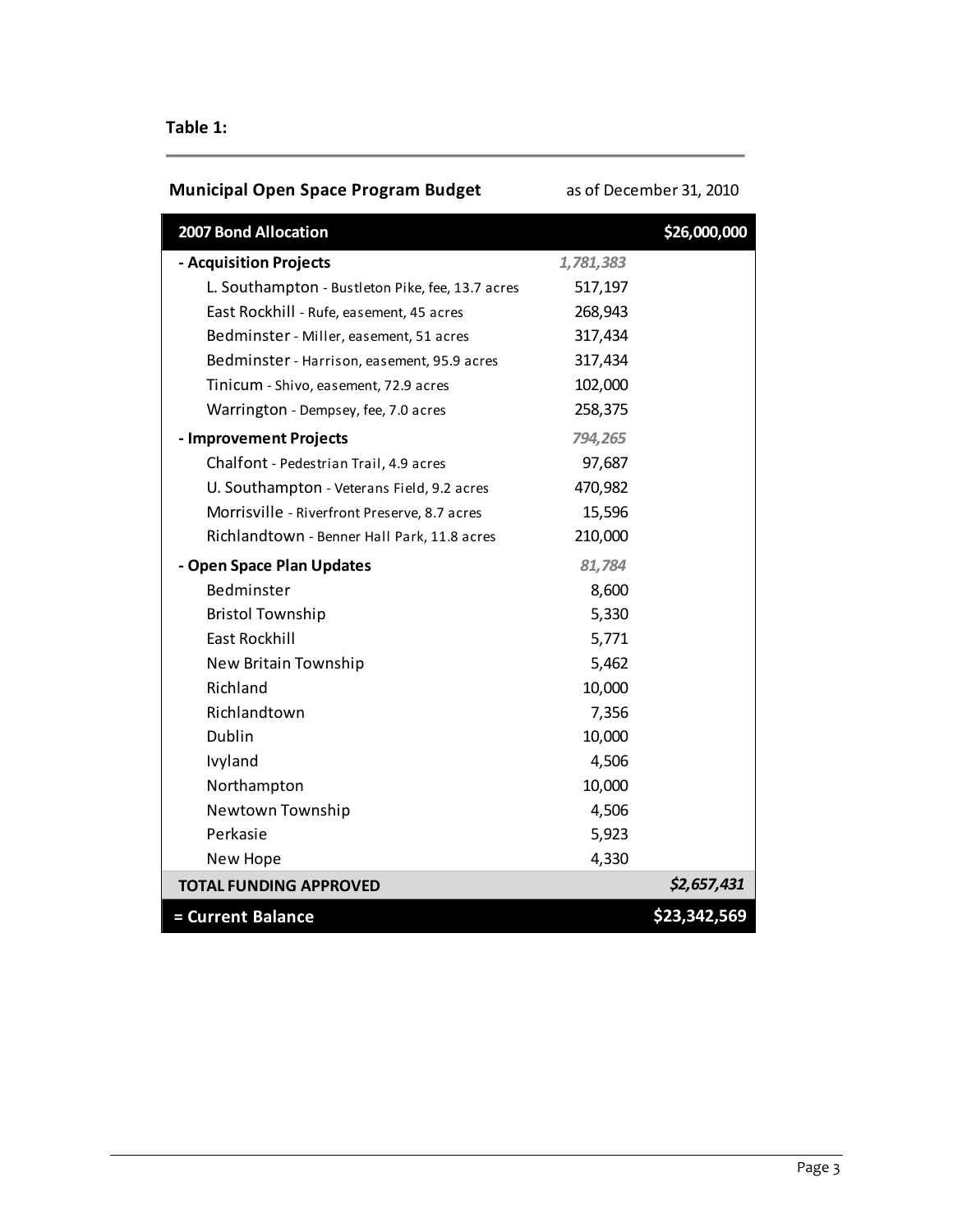**Table 1:**

**Municipal Open Space Program Budget** as of December 31, 2010

| **2007 Bond Allocation** | | **$26,000,000** |
|---|---|---|
| **- Acquisition Projects** | *1,781,383* | |
| L. Southampton - Bustleton Pike, fee, 13.7 acres | 517,197 | |
| East Rockhill - Rufe, easement, 45 acres | 268,943 | |
| Bedminster - Miller, easement, 51 acres | 317,434 | |
| Bedminster - Harrison, easement, 95.9 acres | 317,434 | |
| Tinicum - Shivo, easement, 72.9 acres | 102,000 | |
| Warrington - Dempsey, fee, 7.0 acres | 258,375 | |
| **- Improvement Projects** | *794,265* | |
| Chalfont - Pedestrian Trail, 4.9 acres | 97,687 | |
| U. Southampton - Veterans Field, 9.2 acres | 470,982 | |
| Morrisville - Riverfront Preserve, 8.7 acres | 15,596 | |
| Richlandtown - Benner Hall Park, 11.8 acres | 210,000 | |
| **- Open Space Plan Updates** | *81,784* | |
| Bedminster | 8,600 | |
| Bristol Township | 5,330 | |
| East Rockhill | 5,771 | |
| New Britain Township | 5,462 | |
| Richland | 10,000 | |
| Richlandtown | 7,356 | |
| Dublin | 10,000 | |
| Ivyland | 4,506 | |
| Northampton | 10,000 | |
| Newtown Township | 4,506 | |
| Perkasie | 5,923 | |
| New Hope | 4,330 | |
| **TOTAL FUNDING APPROVED** | | ***$2,657,431*** |
| **= Current Balance** | | **$23,342,569** |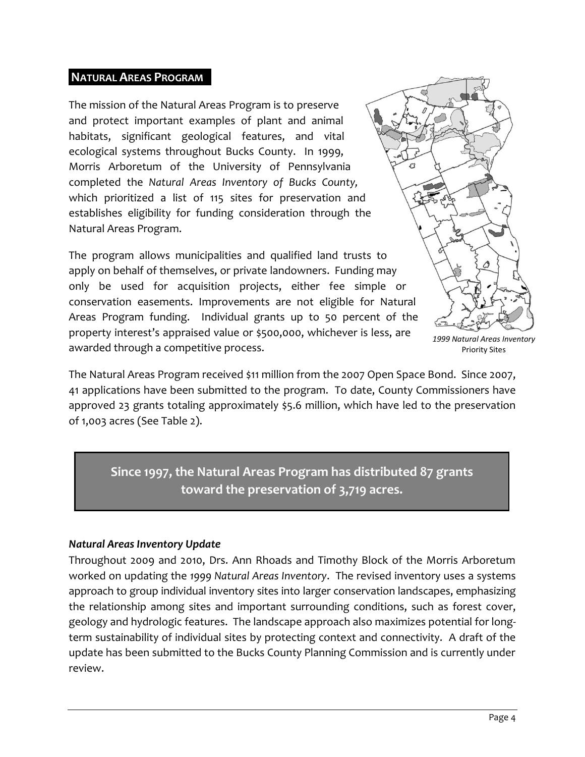## NATURAL AREAS PROGRAM

The mission of the Natural Areas Program is to preserve and protect important examples of plant and animal habitats, significant geological features, and vital ecological systems throughout Bucks County. In 1999, Morris Arboretum of the University of Pennsylvania completed the *Natural Areas Inventory of Bucks County,* which prioritized a list of 115 sites for preservation and establishes eligibility for funding consideration through the Natural Areas Program.

The program allows municipalities and qualified land trusts to apply on behalf of themselves, or private landowners. Funding may only be used for acquisition projects, either fee simple or conservation easements. Improvements are not eligible for Natural Areas Program funding. Individual grants up to 50 percent of the property interest's appraised value or $500,000, whichever is less, are awarded through a competitive process.

*1999 Natural Areas Inventory* Priority Sites

The Natural Areas Program received $11 million from the 2007 Open Space Bond. Since 2007, 41 applications have been submitted to the program. To date, County Commissioners have approved 23 grants totaling approximately $5.6 million, which have led to the preservation of 1,003 acres (See Table 2).

**Since 1997, the Natural Areas Program has distributed 87 grants toward the preservation of 3,719 acres.**

### *Natural Areas Inventory Update*

Throughout 2009 and 2010, Drs. Ann Rhoads and Timothy Block of the Morris Arboretum worked on updating the *1999 Natural Areas Inventory*. The revised inventory uses a systems approach to group individual inventory sites into larger conservation landscapes, emphasizing the relationship among sites and important surrounding conditions, such as forest cover, geology and hydrologic features. The landscape approach also maximizes potential for long-term sustainability of individual sites by protecting context and connectivity. A draft of the update has been submitted to the Bucks County Planning Commission and is currently under review.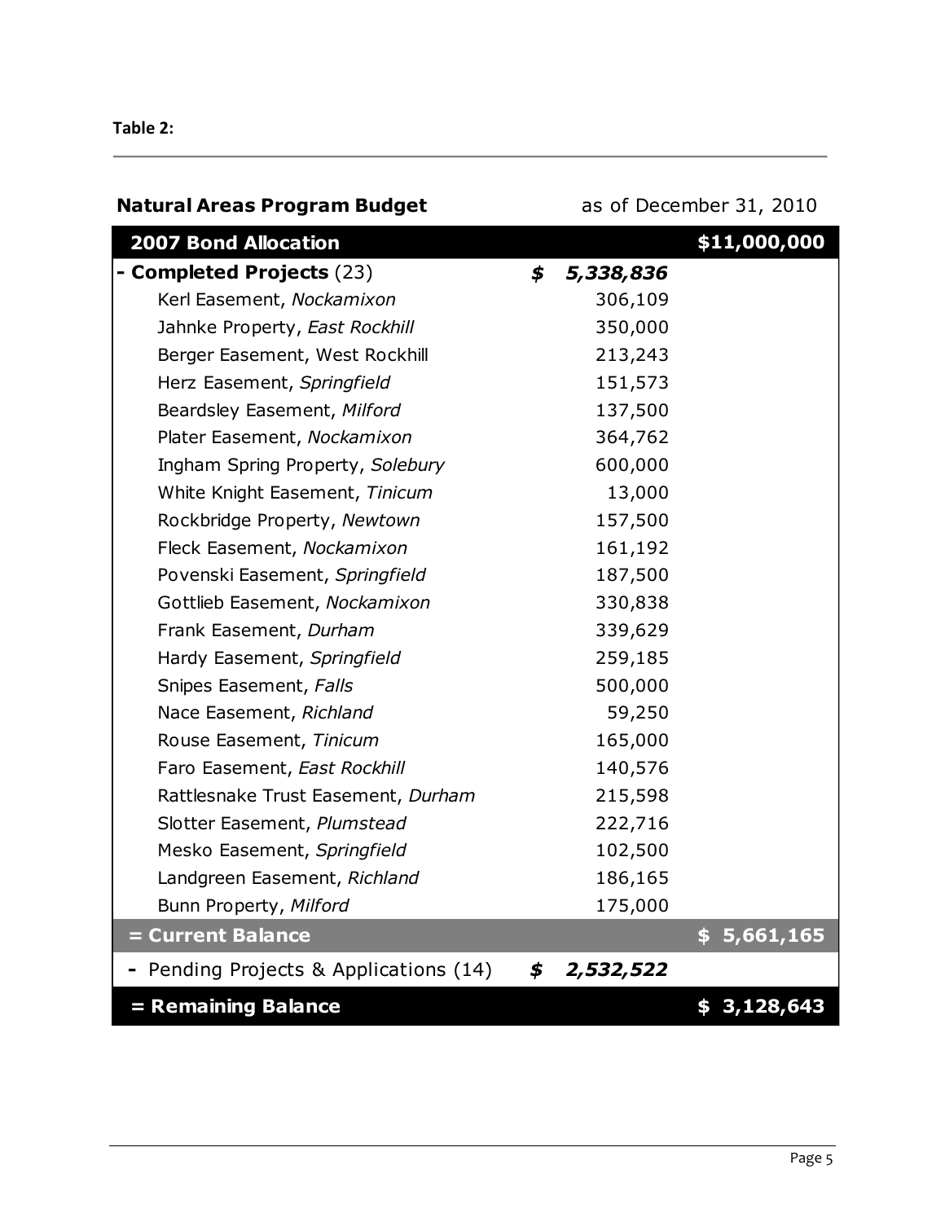**Table 2:**

**Natural Areas Program Budget** as of December 31, 2010

| **2007 Bond Allocation** | | **$11,000,000** |
|---|---|---|
| **- Completed Projects** (23) | ***$ 5,338,836*** | |
| Kerl Easement, *Nockamixon* | 306,109 | |
| Jahnke Property, *East Rockhill* | 350,000 | |
| Berger Easement, West Rockhill | 213,243 | |
| Herz Easement, *Springfield* | 151,573 | |
| Beardsley Easement, *Milford* | 137,500 | |
| Plater Easement, *Nockamixon* | 364,762 | |
| Ingham Spring Property, *Solebury* | 600,000 | |
| White Knight Easement, *Tinicum* | 13,000 | |
| Rockbridge Property, *Newtown* | 157,500 | |
| Fleck Easement, *Nockamixon* | 161,192 | |
| Povenski Easement, *Springfield* | 187,500 | |
| Gottlieb Easement, *Nockamixon* | 330,838 | |
| Frank Easement, *Durham* | 339,629 | |
| Hardy Easement, *Springfield* | 259,185 | |
| Snipes Easement, *Falls* | 500,000 | |
| Nace Easement, *Richland* | 59,250 | |
| Rouse Easement, *Tinicum* | 165,000 | |
| Faro Easement, *East Rockhill* | 140,576 | |
| Rattlesnake Trust Easement, *Durham* | 215,598 | |
| Slotter Easement, *Plumstead* | 222,716 | |
| Mesko Easement, *Springfield* | 102,500 | |
| Landgreen Easement, *Richland* | 186,165 | |
| Bunn Property, *Milford* | 175,000 | |
| **= Current Balance** | | **$ 5,661,165** |
| **-** Pending Projects & Applications (14) | ***$ 2,532,522*** | |
| **= Remaining Balance** | | **$ 3,128,643** |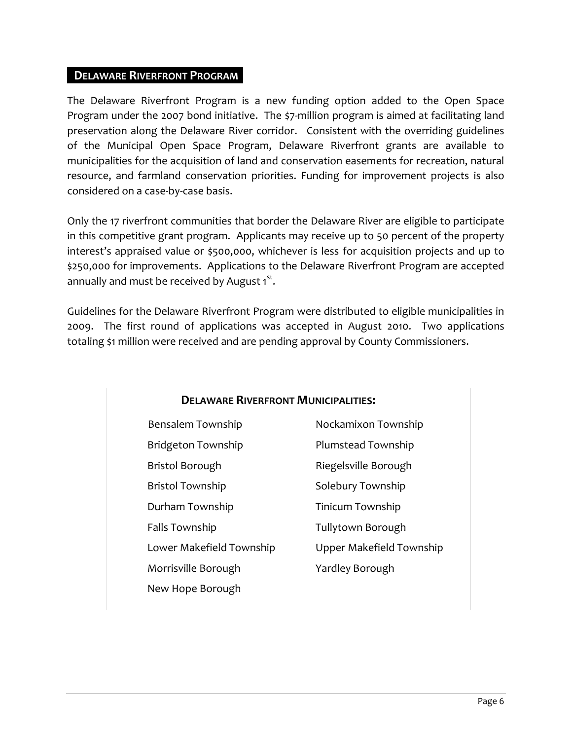## DELAWARE RIVERFRONT PROGRAM

The Delaware Riverfront Program is a new funding option added to the Open Space Program under the 2007 bond initiative. The $7-million program is aimed at facilitating land preservation along the Delaware River corridor. Consistent with the overriding guidelines of the Municipal Open Space Program, Delaware Riverfront grants are available to municipalities for the acquisition of land and conservation easements for recreation, natural resource, and farmland conservation priorities. Funding for improvement projects is also considered on a case-by-case basis.

Only the 17 riverfront communities that border the Delaware River are eligible to participate in this competitive grant program. Applicants may receive up to 50 percent of the property interest's appraised value or $500,000, whichever is less for acquisition projects and up to $250,000 for improvements. Applications to the Delaware Riverfront Program are accepted annually and must be received by August 1st.

Guidelines for the Delaware Riverfront Program were distributed to eligible municipalities in 2009. The first round of applications was accepted in August 2010. Two applications totaling $1 million were received and are pending approval by County Commissioners.

### DELAWARE RIVERFRONT MUNICIPALITIES:

- Bensalem Township
- Bridgeton Township
- Bristol Borough
- Bristol Township
- Durham Township
- Falls Township
- Lower Makefield Township
- Morrisville Borough
- New Hope Borough
- Nockamixon Township
- Plumstead Township
- Riegelsville Borough
- Solebury Township
- Tinicum Township
- Tullytown Borough
- Upper Makefield Township
- Yardley Borough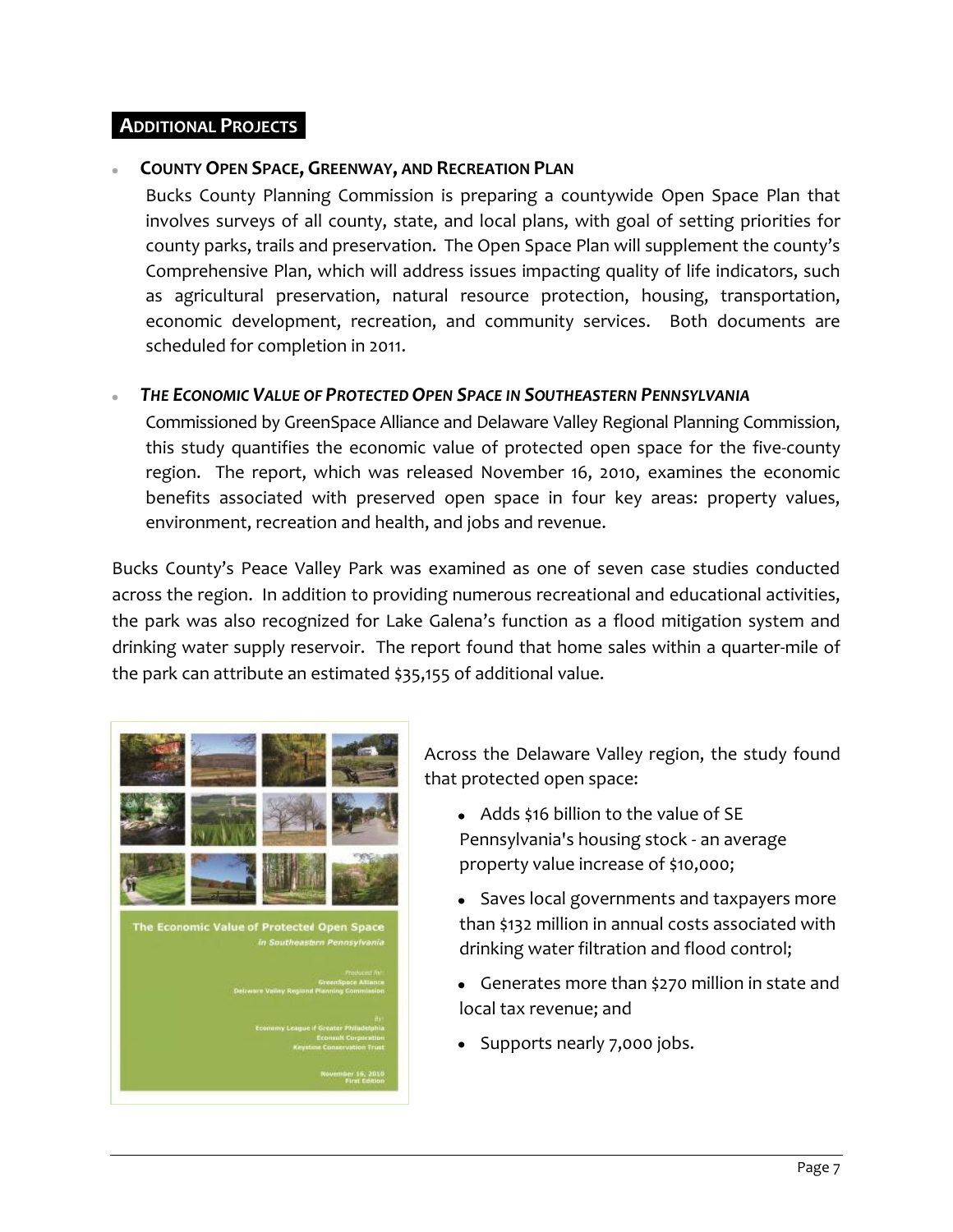## ADDITIONAL PROJECTS

- **COUNTY OPEN SPACE, GREENWAY, AND RECREATION PLAN**

  Bucks County Planning Commission is preparing a countywide Open Space Plan that involves surveys of all county, state, and local plans, with goal of setting priorities for county parks, trails and preservation. The Open Space Plan will supplement the county's Comprehensive Plan, which will address issues impacting quality of life indicators, such as agricultural preservation, natural resource protection, housing, transportation, economic development, recreation, and community services. Both documents are scheduled for completion in 2011.

- ***THE ECONOMIC VALUE OF PROTECTED OPEN SPACE IN SOUTHEASTERN PENNSYLVANIA***

  Commissioned by GreenSpace Alliance and Delaware Valley Regional Planning Commission, this study quantifies the economic value of protected open space for the five-county region. The report, which was released November 16, 2010, examines the economic benefits associated with preserved open space in four key areas: property values, environment, recreation and health, and jobs and revenue.

Bucks County's Peace Valley Park was examined as one of seven case studies conducted across the region. In addition to providing numerous recreational and educational activities, the park was also recognized for Lake Galena's function as a flood mitigation system and drinking water supply reservoir. The report found that home sales within a quarter-mile of the park can attribute an estimated $35,155 of additional value.

Across the Delaware Valley region, the study found that protected open space:

- Adds $16 billion to the value of SE Pennsylvania's housing stock - an average property value increase of $10,000;
- Saves local governments and taxpayers more than $132 million in annual costs associated with drinking water filtration and flood control;
- Generates more than $270 million in state and local tax revenue; and
- Supports nearly 7,000 jobs.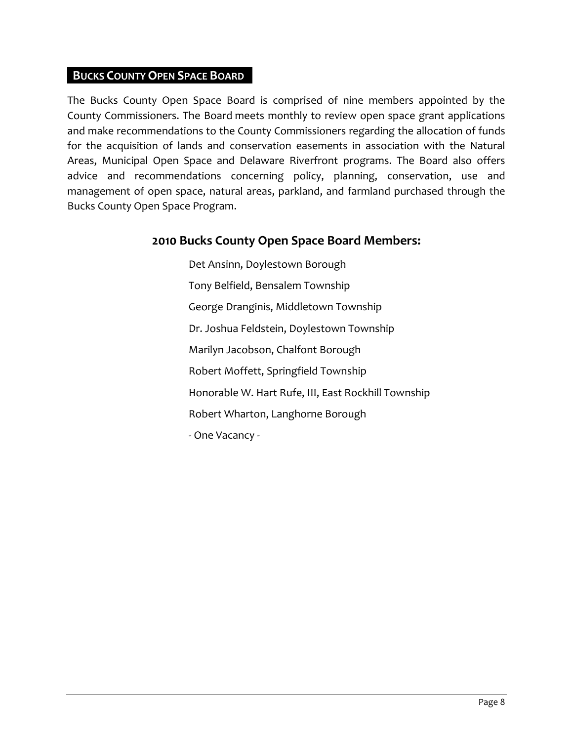## BUCKS COUNTY OPEN SPACE BOARD

The Bucks County Open Space Board is comprised of nine members appointed by the County Commissioners. The Board meets monthly to review open space grant applications and make recommendations to the County Commissioners regarding the allocation of funds for the acquisition of lands and conservation easements in association with the Natural Areas, Municipal Open Space and Delaware Riverfront programs. The Board also offers advice and recommendations concerning policy, planning, conservation, use and management of open space, natural areas, parkland, and farmland purchased through the Bucks County Open Space Program.

### 2010 Bucks County Open Space Board Members:

Det Ansinn, Doylestown Borough

Tony Belfield, Bensalem Township

George Dranginis, Middletown Township

Dr. Joshua Feldstein, Doylestown Township

Marilyn Jacobson, Chalfont Borough

Robert Moffett, Springfield Township

Honorable W. Hart Rufe, III, East Rockhill Township

Robert Wharton, Langhorne Borough

- One Vacancy -